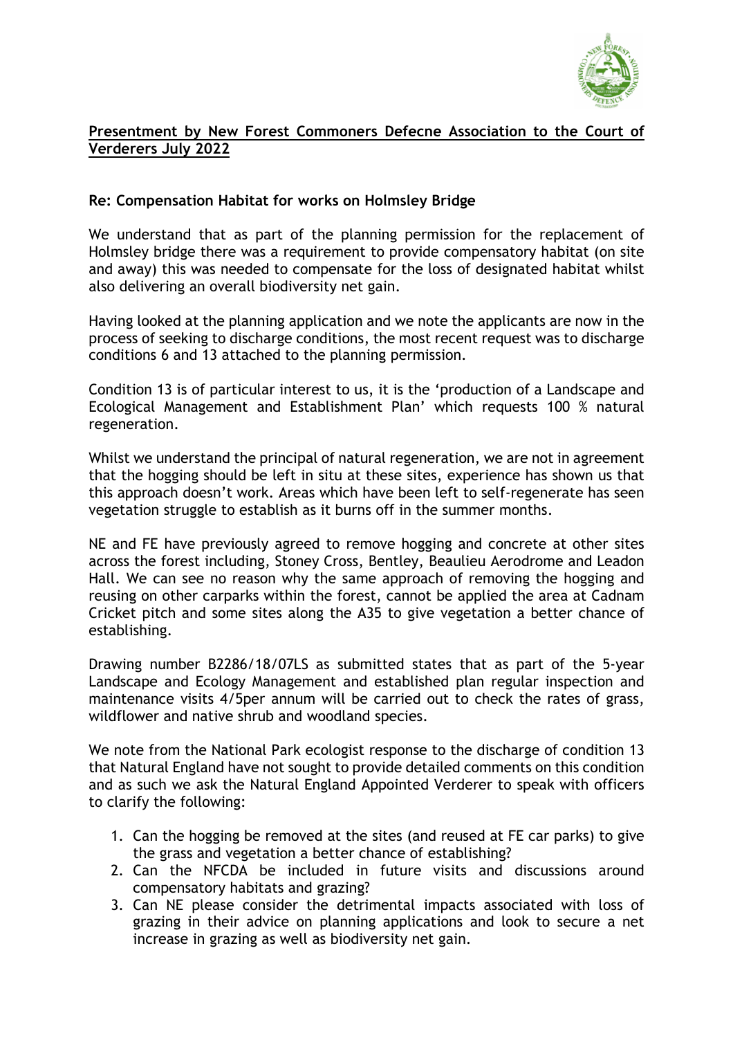**Presentment by New Forest Commoners Defecne Association to the Court of Verderers July 2022**

**Re: Compensation Habitat for works on Holmsley Bridge**

We understand that as part of the planning permission for the replacement of Holmsley bridge there was a requirement to provide compensatory habitat (on site and away) this was needed to compensate for the loss of designated habitat whilst also delivering an overall biodiversity net gain.

Having looked at the planning application and we note the applicants are now in the process of seeking to discharge conditions, the most recent request was to discharge conditions 6 and 13 attached to the planning permission.

Condition 13 is of particular interest to us, it is the 'production of a Landscape and Ecological Management and Establishment Plan' which requests 100 % natural regeneration.

Whilst we understand the principal of natural regeneration, we are not in agreement that the hogging should be left in situ at these sites, experience has shown us that this approach doesn't work. Areas which have been left to self-regenerate has seen vegetation struggle to establish as it burns off in the summer months.

NE and FE have previously agreed to remove hogging and concrete at other sites across the forest including, Stoney Cross, Bentley, Beaulieu Aerodrome and Leadon Hall. We can see no reason why the same approach of removing the hogging and reusing on other carparks within the forest, cannot be applied the area at Cadnam Cricket pitch and some sites along the A35 to give vegetation a better chance of establishing.

Drawing number B2286/18/07LS as submitted states that as part of the 5-year Landscape and Ecology Management and established plan regular inspection and maintenance visits 4/5per annum will be carried out to check the rates of grass, wildflower and native shrub and woodland species.

We note from the National Park ecologist response to the discharge of condition 13 that Natural England have not sought to provide detailed comments on this condition and as such we ask the Natural England Appointed Verderer to speak with officers to clarify the following:

1. Can the hogging be removed at the sites (and reused at FE car parks) to give the grass and vegetation a better chance of establishing?
2. Can the NFCDA be included in future visits and discussions around compensatory habitats and grazing?
3. Can NE please consider the detrimental impacts associated with loss of grazing in their advice on planning applications and look to secure a net increase in grazing as well as biodiversity net gain.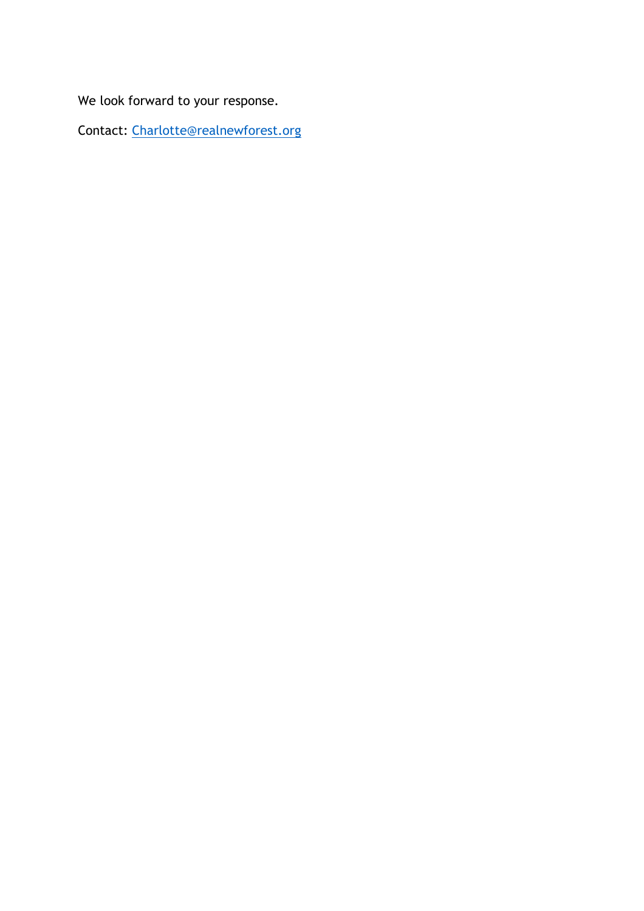We look forward to your response.

Contact: Charlotte@realnewforest.org